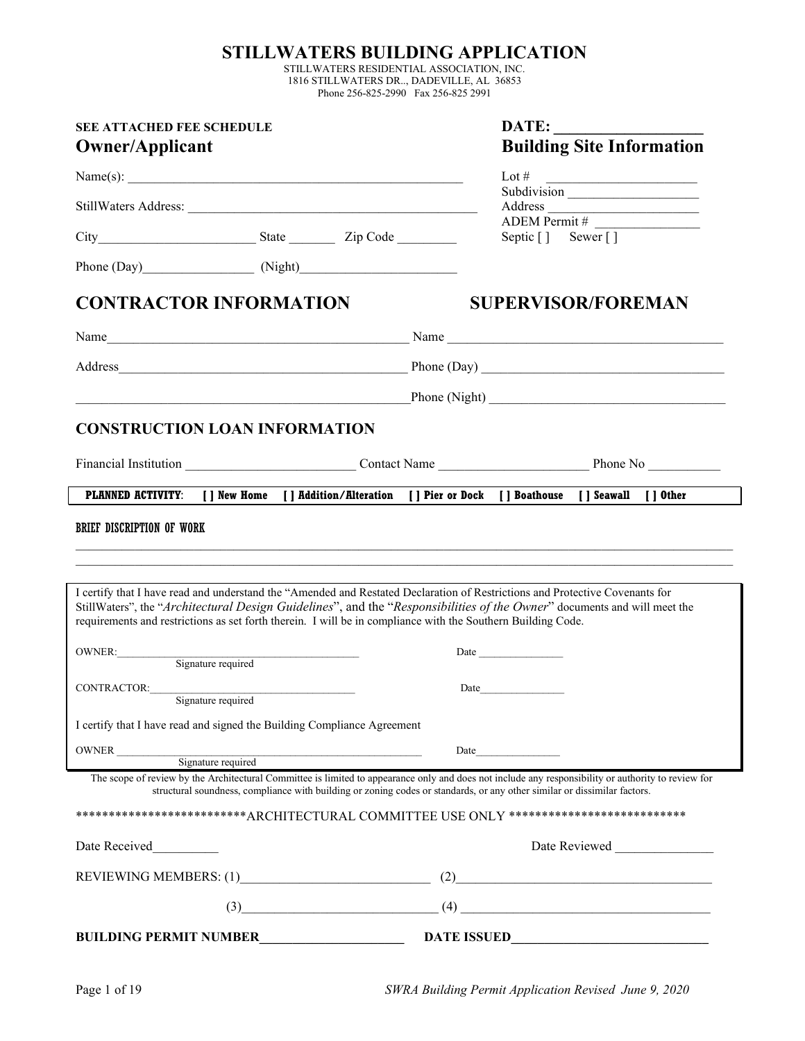# STILLWATERS BUILDING APPLICATION

STILLWATERS RESIDENTIAL ASSOCIATION, INC.
1816 STILLWATERS DR.., DADEVILLE, AL 36853
Phone 256-825-2990 Fax 256-825 2991

**SEE ATTACHED FEE SCHEDULE**

**DATE: __________________**

## Owner/Applicant

Name(s): ___________________________________________________

StillWaters Address: ____________________________________________

City________________________ State _______ Zip Code _________

Phone (Day)_________________ (Night)_______________________

## Building Site Information

Lot # _______________________

Subdivision ____________________

Address _______________________

ADEM Permit # ________________

Septic [ ] Sewer [ ]

## CONTRACTOR INFORMATION

Name______________________________________________

Address____________________________________________

__________________________________________________

## SUPERVISOR/FOREMAN

Name ___________________________________________

Phone (Day) _____________________________________

Phone (Night) ____________________________________

## CONSTRUCTION LOAN INFORMATION

Financial Institution _________________________ Contact Name _______________________ Phone No ___________

**PLANNED ACTIVITY**: **[ ] New Home** **[ ] Addition/Alteration** **[ ] Pier or Dock** **[ ] Boathouse** **[ ] Seawall** **[ ] Other**

**BRIEF DISCRIPTION OF WORK**

_____________________________________________________________________________________________________

_____________________________________________________________________________________________________

I certify that I have read and understand the "Amended and Restated Declaration of Restrictions and Protective Covenants for StillWaters", the "*Architectural Design Guidelines*", and the "*Responsibilities of the Owner*" documents and will meet the requirements and restrictions as set forth therein. I will be in compliance with the Southern Building Code.

OWNER:_______________________________________________ Date ________________
Signature required

CONTRACTOR:_________________________________________ Date________________
Signature required

I certify that I have read and signed the Building Compliance Agreement

OWNER _______________________________________________________ Date________________
Signature required

The scope of review by the Architectural Committee is limited to appearance only and does not include any responsibility or authority to review for structural soundness, compliance with building or zoning codes or standards, or any other similar or dissimilar factors.

**************************ARCHITECTURAL COMMITTEE USE ONLY ***************************

Date Received__________ Date Reviewed _______________

REVIEWING MEMBERS: (1)_____________________________ (2)_______________________________________

(3)______________________________ (4) ______________________________________

**BUILDING PERMIT NUMBER______________________** **DATE ISSUED______________________________**

*SWRA Building Permit Application Revised June 9, 2020*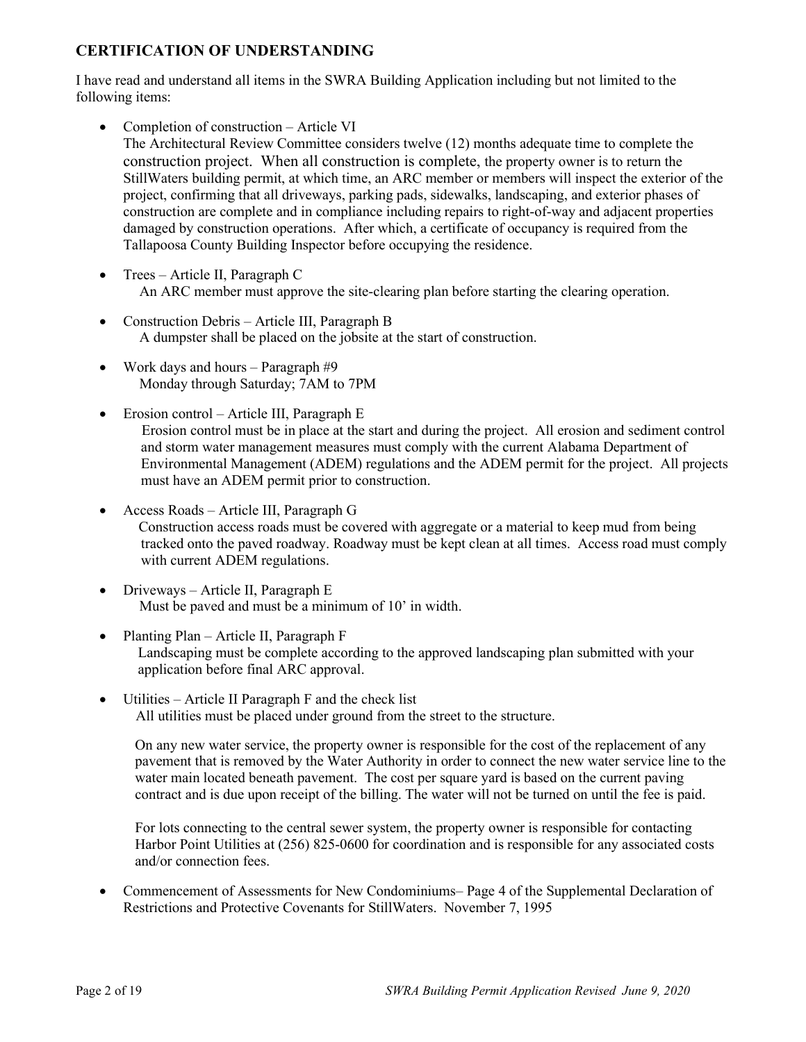## CERTIFICATION OF UNDERSTANDING

I have read and understand all items in the SWRA Building Application including but not limited to the following items:

- Completion of construction – Article VI
  The Architectural Review Committee considers twelve (12) months adequate time to complete the construction project. When all construction is complete, the property owner is to return the StillWaters building permit, at which time, an ARC member or members will inspect the exterior of the project, confirming that all driveways, parking pads, sidewalks, landscaping, and exterior phases of construction are complete and in compliance including repairs to right-of-way and adjacent properties damaged by construction operations. After which, a certificate of occupancy is required from the Tallapoosa County Building Inspector before occupying the residence.

- Trees – Article II, Paragraph C
  An ARC member must approve the site-clearing plan before starting the clearing operation.

- Construction Debris – Article III, Paragraph B
  A dumpster shall be placed on the jobsite at the start of construction.

- Work days and hours – Paragraph #9
  Monday through Saturday; 7AM to 7PM

- Erosion control – Article III, Paragraph E
  Erosion control must be in place at the start and during the project. All erosion and sediment control and storm water management measures must comply with the current Alabama Department of Environmental Management (ADEM) regulations and the ADEM permit for the project. All projects must have an ADEM permit prior to construction.

- Access Roads – Article III, Paragraph G
  Construction access roads must be covered with aggregate or a material to keep mud from being tracked onto the paved roadway. Roadway must be kept clean at all times. Access road must comply with current ADEM regulations.

- Driveways – Article II, Paragraph E
  Must be paved and must be a minimum of 10' in width.

- Planting Plan – Article II, Paragraph F
  Landscaping must be complete according to the approved landscaping plan submitted with your application before final ARC approval.

- Utilities – Article II Paragraph F and the check list
  All utilities must be placed under ground from the street to the structure.

  On any new water service, the property owner is responsible for the cost of the replacement of any pavement that is removed by the Water Authority in order to connect the new water service line to the water main located beneath pavement. The cost per square yard is based on the current paving contract and is due upon receipt of the billing. The water will not be turned on until the fee is paid.

  For lots connecting to the central sewer system, the property owner is responsible for contacting Harbor Point Utilities at (256) 825-0600 for coordination and is responsible for any associated costs and/or connection fees.

- Commencement of Assessments for New Condominiums– Page 4 of the Supplemental Declaration of Restrictions and Protective Covenants for StillWaters. November 7, 1995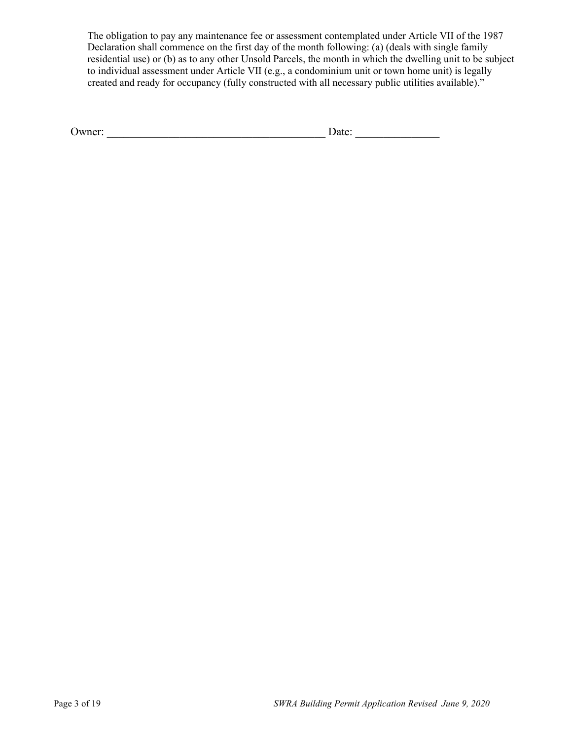The obligation to pay any maintenance fee or assessment contemplated under Article VII of the 1987 Declaration shall commence on the first day of the month following: (a) (deals with single family residential use) or (b) as to any other Unsold Parcels, the month in which the dwelling unit to be subject to individual assessment under Article VII (e.g., a condominium unit or town home unit) is legally created and ready for occupancy (fully constructed with all necessary public utilities available)."

Owner: ________________________________________ Date: _______________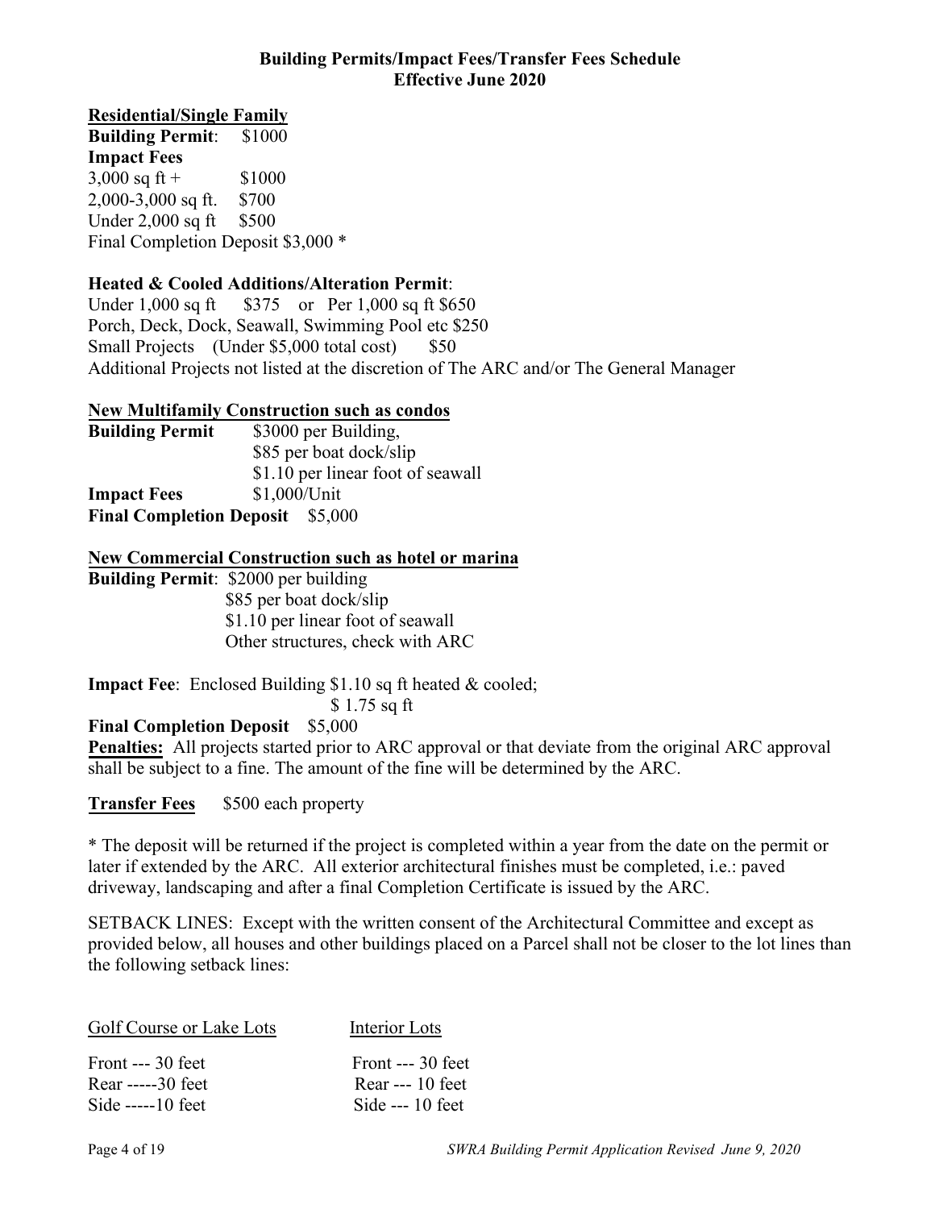# Building Permits/Impact Fees/Transfer Fees Schedule
## Effective June 2020

**Residential/Single Family**

**Building Permit**: $1000

**Impact Fees**

3,000 sq ft + $1000
2,000-3,000 sq ft. $700
Under 2,000 sq ft $500
Final Completion Deposit $3,000 *

**Heated & Cooled Additions/Alteration Permit**:

Under 1,000 sq ft $375 or Per 1,000 sq ft $650
Porch, Deck, Dock, Seawall, Swimming Pool etc $250
Small Projects (Under $5,000 total cost) $50
Additional Projects not listed at the discretion of The ARC and/or The General Manager

**New Multifamily Construction such as condos**

**Building Permit** $3000 per Building,
$85 per boat dock/slip
$1.10 per linear foot of seawall
**Impact Fees** $1,000/Unit
**Final Completion Deposit** $5,000

**New Commercial Construction such as hotel or marina**

**Building Permit**: $2000 per building
$85 per boat dock/slip
$1.10 per linear foot of seawall
Other structures, check with ARC

**Impact Fee**: Enclosed Building $1.10 sq ft heated & cooled;
$ 1.75 sq ft

**Final Completion Deposit** $5,000

**Penalties:** All projects started prior to ARC approval or that deviate from the original ARC approval shall be subject to a fine. The amount of the fine will be determined by the ARC.

**Transfer Fees** $500 each property

* The deposit will be returned if the project is completed within a year from the date on the permit or later if extended by the ARC. All exterior architectural finishes must be completed, i.e.: paved driveway, landscaping and after a final Completion Certificate is issued by the ARC.

SETBACK LINES: Except with the written consent of the Architectural Committee and except as provided below, all houses and other buildings placed on a Parcel shall not be closer to the lot lines than the following setback lines:

| Golf Course or Lake Lots | Interior Lots |
|---|---|
| Front --- 30 feet | Front --- 30 feet |
| Rear -----30 feet | Rear --- 10 feet |
| Side -----10 feet | Side --- 10 feet |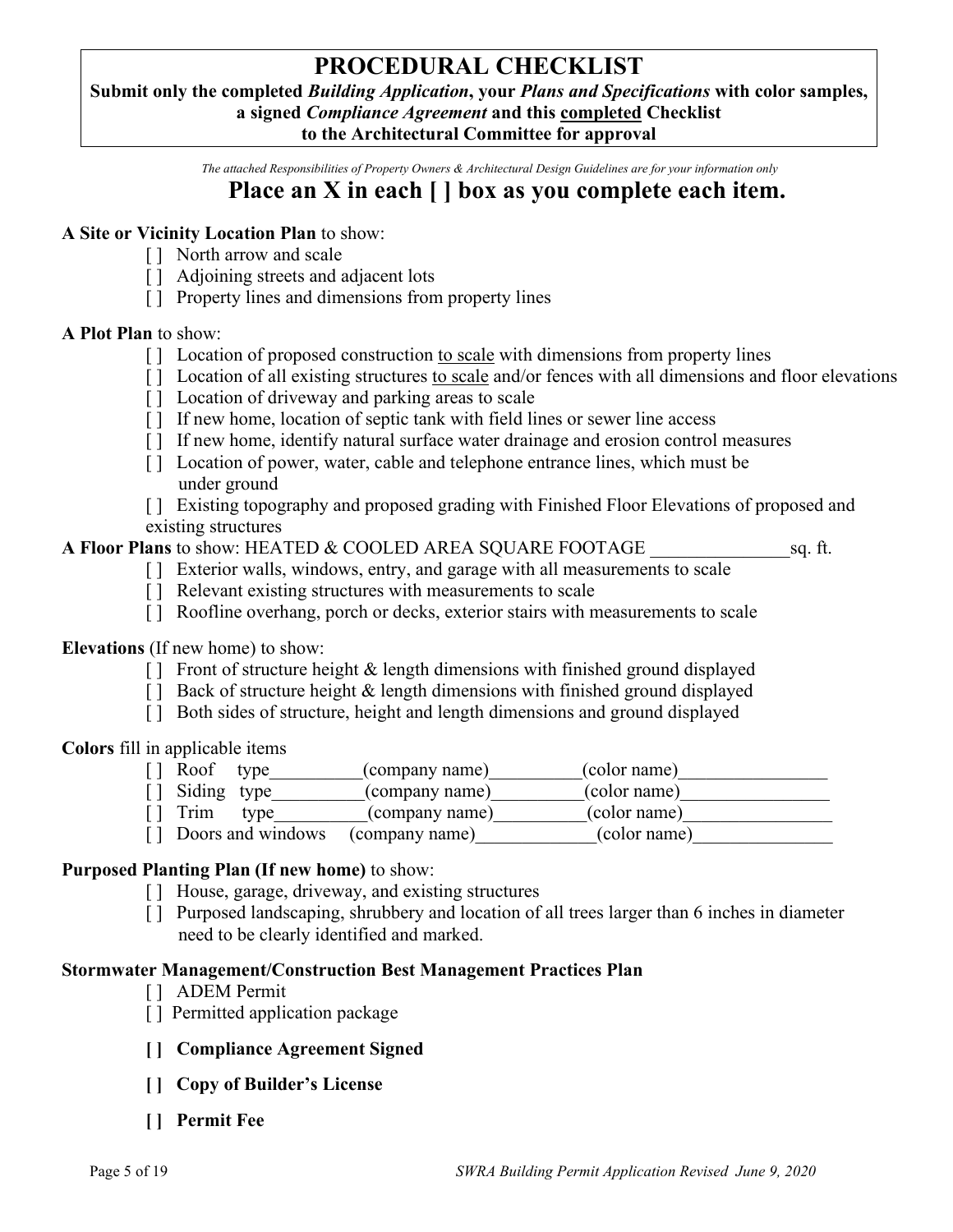# PROCEDURAL CHECKLIST

**Submit only the completed *Building Application*, your *Plans and Specifications* with color samples, a signed *Compliance Agreement* and this completed Checklist to the Architectural Committee for approval**

*The attached Responsibilities of Property Owners & Architectural Design Guidelines are for your information only*

## Place an X in each [ ] box as you complete each item.

**A Site or Vicinity Location Plan** to show:

- [ ] North arrow and scale
- [ ] Adjoining streets and adjacent lots
- [ ] Property lines and dimensions from property lines

**A Plot Plan** to show:

- [ ] Location of proposed construction to scale with dimensions from property lines
- [ ] Location of all existing structures to scale and/or fences with all dimensions and floor elevations
- [ ] Location of driveway and parking areas to scale
- [ ] If new home, location of septic tank with field lines or sewer line access
- [ ] If new home, identify natural surface water drainage and erosion control measures
- [ ] Location of power, water, cable and telephone entrance lines, which must be under ground
- [ ] Existing topography and proposed grading with Finished Floor Elevations of proposed and existing structures

**A Floor Plans** to show: HEATED & COOLED AREA SQUARE FOOTAGE _______________sq. ft.

- [ ] Exterior walls, windows, entry, and garage with all measurements to scale
- [ ] Relevant existing structures with measurements to scale
- [ ] Roofline overhang, porch or decks, exterior stairs with measurements to scale

**Elevations** (If new home) to show:

- [ ] Front of structure height & length dimensions with finished ground displayed
- [ ] Back of structure height & length dimensions with finished ground displayed
- [ ] Both sides of structure, height and length dimensions and ground displayed

**Colors** fill in applicable items

- [ ] Roof type__________(company name)__________(color name)________________
- [ ] Siding type__________(company name)__________(color name)________________
- [ ] Trim type__________(company name)__________(color name)________________
- [ ] Doors and windows (company name)_____________(color name)_______________

**Purposed Planting Plan (If new home)** to show:

- [ ] House, garage, driveway, and existing structures
- [ ] Purposed landscaping, shrubbery and location of all trees larger than 6 inches in diameter need to be clearly identified and marked.

**Stormwater Management/Construction Best Management Practices Plan**

- [ ] ADEM Permit
- [ ] Permitted application package

**[ ] Compliance Agreement Signed**

**[ ] Copy of Builder's License**

**[ ] Permit Fee**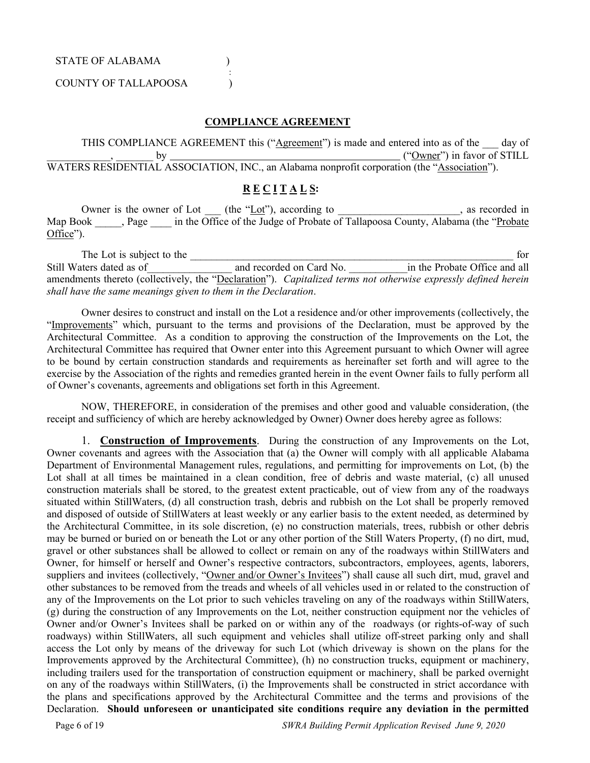STATE OF ALABAMA )
:
COUNTY OF TALLAPOOSA )

## COMPLIANCE AGREEMENT

THIS COMPLIANCE AGREEMENT this ("Agreement") is made and entered into as of the ___ day of ____________, _______ by ____________________________________________ ("Owner") in favor of STILL WATERS RESIDENTIAL ASSOCIATION, INC., an Alabama nonprofit corporation (the "Association").

## R E C I T A L S:

Owner is the owner of Lot ___ (the "Lot"), according to _______________________, as recorded in Map Book _____, Page ____ in the Office of the Judge of Probate of Tallapoosa County, Alabama (the "Probate Office").

The Lot is subject to the _________________________________________________________________ for Still Waters dated as of________________ and recorded on Card No. ___________in the Probate Office and all amendments thereto (collectively, the "Declaration"). *Capitalized terms not otherwise expressly defined herein shall have the same meanings given to them in the Declaration*.

Owner desires to construct and install on the Lot a residence and/or other improvements (collectively, the "Improvements" which, pursuant to the terms and provisions of the Declaration, must be approved by the Architectural Committee. As a condition to approving the construction of the Improvements on the Lot, the Architectural Committee has required that Owner enter into this Agreement pursuant to which Owner will agree to be bound by certain construction standards and requirements as hereinafter set forth and will agree to the exercise by the Association of the rights and remedies granted herein in the event Owner fails to fully perform all of Owner's covenants, agreements and obligations set forth in this Agreement.

NOW, THEREFORE, in consideration of the premises and other good and valuable consideration, (the receipt and sufficiency of which are hereby acknowledged by Owner) Owner does hereby agree as follows:

1. **Construction of Improvements**. During the construction of any Improvements on the Lot, Owner covenants and agrees with the Association that (a) the Owner will comply with all applicable Alabama Department of Environmental Management rules, regulations, and permitting for improvements on Lot, (b) the Lot shall at all times be maintained in a clean condition, free of debris and waste material, (c) all unused construction materials shall be stored, to the greatest extent practicable, out of view from any of the roadways situated within StillWaters, (d) all construction trash, debris and rubbish on the Lot shall be properly removed and disposed of outside of StillWaters at least weekly or any earlier basis to the extent needed, as determined by the Architectural Committee, in its sole discretion, (e) no construction materials, trees, rubbish or other debris may be burned or buried on or beneath the Lot or any other portion of the Still Waters Property, (f) no dirt, mud, gravel or other substances shall be allowed to collect or remain on any of the roadways within StillWaters and Owner, for himself or herself and Owner's respective contractors, subcontractors, employees, agents, laborers, suppliers and invitees (collectively, "Owner and/or Owner's Invitees") shall cause all such dirt, mud, gravel and other substances to be removed from the treads and wheels of all vehicles used in or related to the construction of any of the Improvements on the Lot prior to such vehicles traveling on any of the roadways within StillWaters, (g) during the construction of any Improvements on the Lot, neither construction equipment nor the vehicles of Owner and/or Owner's Invitees shall be parked on or within any of the roadways (or rights-of-way of such roadways) within StillWaters, all such equipment and vehicles shall utilize off-street parking only and shall access the Lot only by means of the driveway for such Lot (which driveway is shown on the plans for the Improvements approved by the Architectural Committee), (h) no construction trucks, equipment or machinery, including trailers used for the transportation of construction equipment or machinery, shall be parked overnight on any of the roadways within StillWaters, (i) the Improvements shall be constructed in strict accordance with the plans and specifications approved by the Architectural Committee and the terms and provisions of the Declaration. **Should unforeseen or unanticipated site conditions require any deviation in the permitted**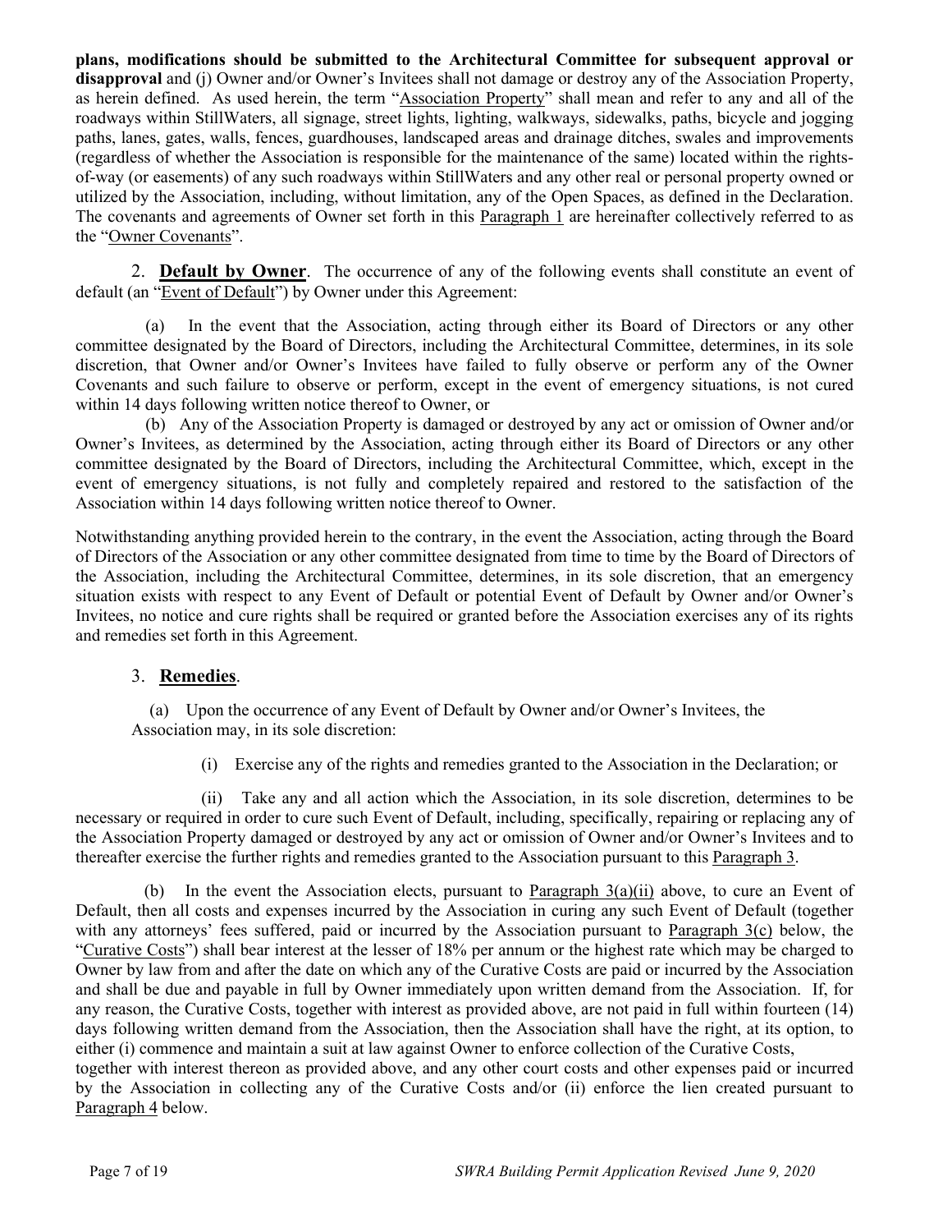**plans, modifications should be submitted to the Architectural Committee for subsequent approval or disapproval** and (j) Owner and/or Owner's Invitees shall not damage or destroy any of the Association Property, as herein defined. As used herein, the term "Association Property" shall mean and refer to any and all of the roadways within StillWaters, all signage, street lights, lighting, walkways, sidewalks, paths, bicycle and jogging paths, lanes, gates, walls, fences, guardhouses, landscaped areas and drainage ditches, swales and improvements (regardless of whether the Association is responsible for the maintenance of the same) located within the rights-of-way (or easements) of any such roadways within StillWaters and any other real or personal property owned or utilized by the Association, including, without limitation, any of the Open Spaces, as defined in the Declaration. The covenants and agreements of Owner set forth in this Paragraph 1 are hereinafter collectively referred to as the "Owner Covenants".

2. **Default by Owner**. The occurrence of any of the following events shall constitute an event of default (an "Event of Default") by Owner under this Agreement:

(a) In the event that the Association, acting through either its Board of Directors or any other committee designated by the Board of Directors, including the Architectural Committee, determines, in its sole discretion, that Owner and/or Owner's Invitees have failed to fully observe or perform any of the Owner Covenants and such failure to observe or perform, except in the event of emergency situations, is not cured within 14 days following written notice thereof to Owner, or

(b) Any of the Association Property is damaged or destroyed by any act or omission of Owner and/or Owner's Invitees, as determined by the Association, acting through either its Board of Directors or any other committee designated by the Board of Directors, including the Architectural Committee, which, except in the event of emergency situations, is not fully and completely repaired and restored to the satisfaction of the Association within 14 days following written notice thereof to Owner.

Notwithstanding anything provided herein to the contrary, in the event the Association, acting through the Board of Directors of the Association or any other committee designated from time to time by the Board of Directors of the Association, including the Architectural Committee, determines, in its sole discretion, that an emergency situation exists with respect to any Event of Default or potential Event of Default by Owner and/or Owner's Invitees, no notice and cure rights shall be required or granted before the Association exercises any of its rights and remedies set forth in this Agreement.

3. **Remedies**.

(a) Upon the occurrence of any Event of Default by Owner and/or Owner's Invitees, the Association may, in its sole discretion:

(i) Exercise any of the rights and remedies granted to the Association in the Declaration; or

(ii) Take any and all action which the Association, in its sole discretion, determines to be necessary or required in order to cure such Event of Default, including, specifically, repairing or replacing any of the Association Property damaged or destroyed by any act or omission of Owner and/or Owner's Invitees and to thereafter exercise the further rights and remedies granted to the Association pursuant to this Paragraph 3.

(b) In the event the Association elects, pursuant to Paragraph 3(a)(ii) above, to cure an Event of Default, then all costs and expenses incurred by the Association in curing any such Event of Default (together with any attorneys' fees suffered, paid or incurred by the Association pursuant to Paragraph 3(c) below, the "Curative Costs") shall bear interest at the lesser of 18% per annum or the highest rate which may be charged to Owner by law from and after the date on which any of the Curative Costs are paid or incurred by the Association and shall be due and payable in full by Owner immediately upon written demand from the Association. If, for any reason, the Curative Costs, together with interest as provided above, are not paid in full within fourteen (14) days following written demand from the Association, then the Association shall have the right, at its option, to either (i) commence and maintain a suit at law against Owner to enforce collection of the Curative Costs, together with interest thereon as provided above, and any other court costs and other expenses paid or incurred by the Association in collecting any of the Curative Costs and/or (ii) enforce the lien created pursuant to Paragraph 4 below.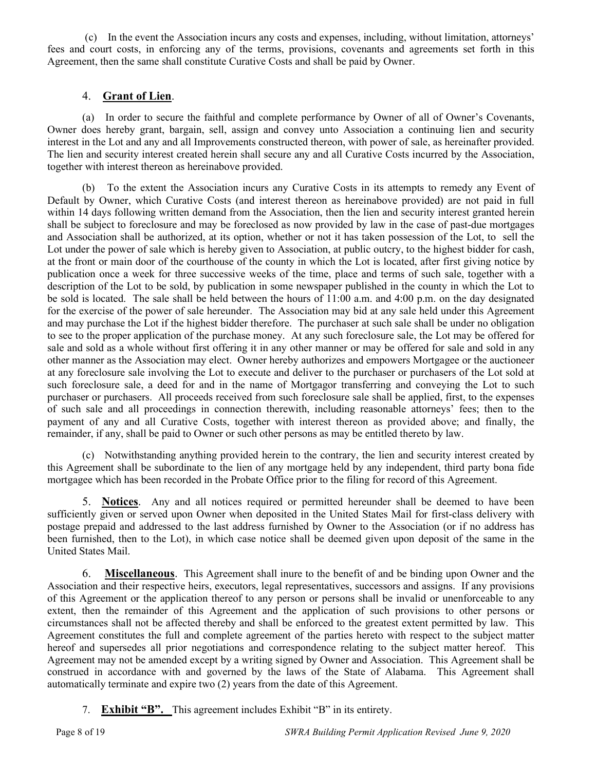(c) In the event the Association incurs any costs and expenses, including, without limitation, attorneys' fees and court costs, in enforcing any of the terms, provisions, covenants and agreements set forth in this Agreement, then the same shall constitute Curative Costs and shall be paid by Owner.

4. **Grant of Lien**.

(a) In order to secure the faithful and complete performance by Owner of all of Owner's Covenants, Owner does hereby grant, bargain, sell, assign and convey unto Association a continuing lien and security interest in the Lot and any and all Improvements constructed thereon, with power of sale, as hereinafter provided. The lien and security interest created herein shall secure any and all Curative Costs incurred by the Association, together with interest thereon as hereinabove provided.

(b) To the extent the Association incurs any Curative Costs in its attempts to remedy any Event of Default by Owner, which Curative Costs (and interest thereon as hereinabove provided) are not paid in full within 14 days following written demand from the Association, then the lien and security interest granted herein shall be subject to foreclosure and may be foreclosed as now provided by law in the case of past-due mortgages and Association shall be authorized, at its option, whether or not it has taken possession of the Lot, to sell the Lot under the power of sale which is hereby given to Association, at public outcry, to the highest bidder for cash, at the front or main door of the courthouse of the county in which the Lot is located, after first giving notice by publication once a week for three successive weeks of the time, place and terms of such sale, together with a description of the Lot to be sold, by publication in some newspaper published in the county in which the Lot to be sold is located. The sale shall be held between the hours of 11:00 a.m. and 4:00 p.m. on the day designated for the exercise of the power of sale hereunder. The Association may bid at any sale held under this Agreement and may purchase the Lot if the highest bidder therefore. The purchaser at such sale shall be under no obligation to see to the proper application of the purchase money. At any such foreclosure sale, the Lot may be offered for sale and sold as a whole without first offering it in any other manner or may be offered for sale and sold in any other manner as the Association may elect. Owner hereby authorizes and empowers Mortgagee or the auctioneer at any foreclosure sale involving the Lot to execute and deliver to the purchaser or purchasers of the Lot sold at such foreclosure sale, a deed for and in the name of Mortgagor transferring and conveying the Lot to such purchaser or purchasers. All proceeds received from such foreclosure sale shall be applied, first, to the expenses of such sale and all proceedings in connection therewith, including reasonable attorneys' fees; then to the payment of any and all Curative Costs, together with interest thereon as provided above; and finally, the remainder, if any, shall be paid to Owner or such other persons as may be entitled thereto by law.

(c) Notwithstanding anything provided herein to the contrary, the lien and security interest created by this Agreement shall be subordinate to the lien of any mortgage held by any independent, third party bona fide mortgagee which has been recorded in the Probate Office prior to the filing for record of this Agreement.

5. **Notices**. Any and all notices required or permitted hereunder shall be deemed to have been sufficiently given or served upon Owner when deposited in the United States Mail for first-class delivery with postage prepaid and addressed to the last address furnished by Owner to the Association (or if no address has been furnished, then to the Lot), in which case notice shall be deemed given upon deposit of the same in the United States Mail.

6. **Miscellaneous**. This Agreement shall inure to the benefit of and be binding upon Owner and the Association and their respective heirs, executors, legal representatives, successors and assigns. If any provisions of this Agreement or the application thereof to any person or persons shall be invalid or unenforceable to any extent, then the remainder of this Agreement and the application of such provisions to other persons or circumstances shall not be affected thereby and shall be enforced to the greatest extent permitted by law. This Agreement constitutes the full and complete agreement of the parties hereto with respect to the subject matter hereof and supersedes all prior negotiations and correspondence relating to the subject matter hereof. This Agreement may not be amended except by a writing signed by Owner and Association. This Agreement shall be construed in accordance with and governed by the laws of the State of Alabama. This Agreement shall automatically terminate and expire two (2) years from the date of this Agreement.

7. **Exhibit "B".** This agreement includes Exhibit "B" in its entirety.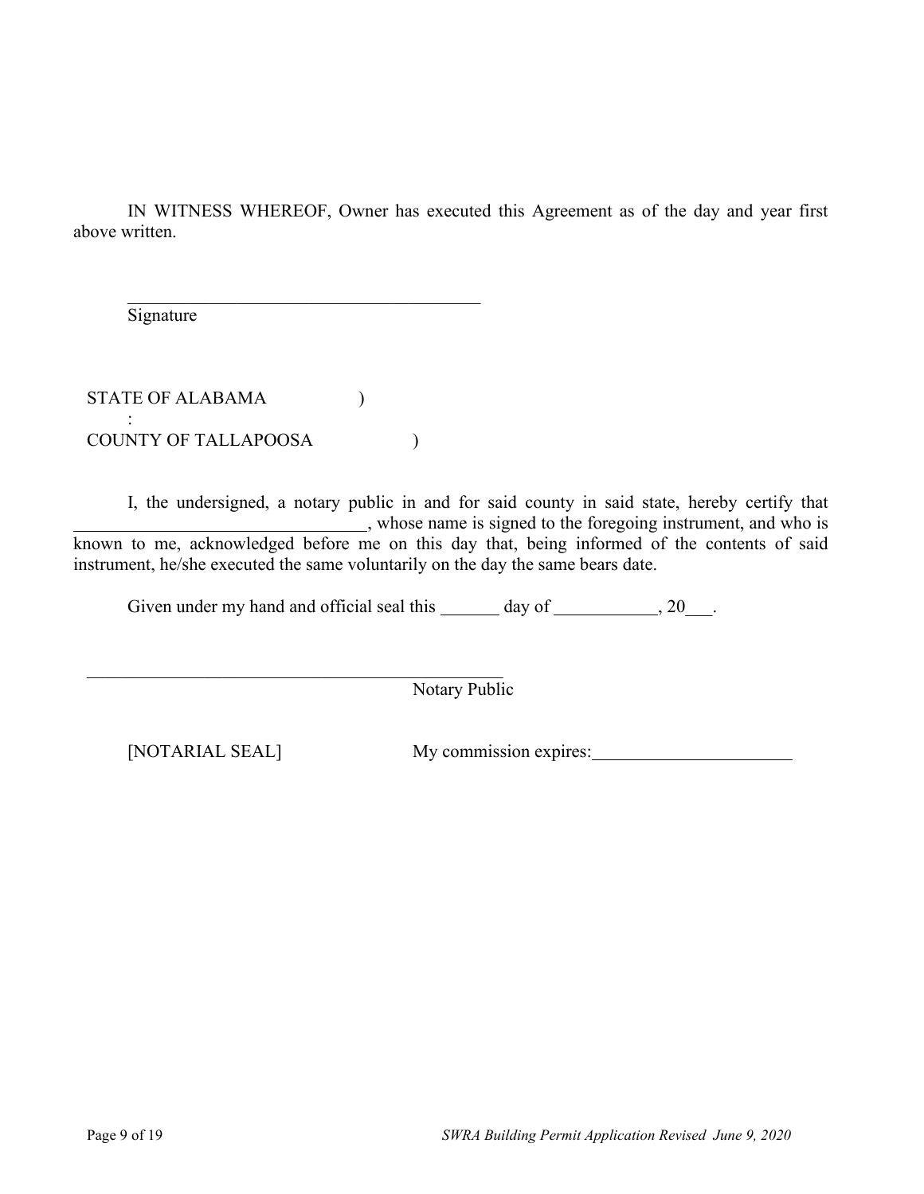IN WITNESS WHEREOF, Owner has executed this Agreement as of the day and year first above written.

\_\_\_\_\_\_\_\_\_\_\_\_\_\_\_\_\_\_\_\_\_\_\_\_\_\_\_\_\_\_\_\_\_\_\_\_\_\_\_\_
Signature

STATE OF ALABAMA )
:
COUNTY OF TALLAPOOSA )

I, the undersigned, a notary public in and for said county in said state, hereby certify that \_\_\_\_\_\_\_\_\_\_\_\_\_\_\_\_\_\_\_\_\_\_\_\_\_\_\_\_\_\_\_\_\_, whose name is signed to the foregoing instrument, and who is known to me, acknowledged before me on this day that, being informed of the contents of said instrument, he/she executed the same voluntarily on the day the same bears date.

Given under my hand and official seal this \_\_\_\_\_\_ day of \_\_\_\_\_\_\_\_\_\_\_, 20\_\_\_.

\_\_\_\_\_\_\_\_\_\_\_\_\_\_\_\_\_\_\_\_\_\_\_\_\_\_\_\_\_\_\_\_\_\_\_\_\_\_\_\_\_\_\_\_\_\_\_
Notary Public

[NOTARIAL SEAL] My commission expires: \_\_\_\_\_\_\_\_\_\_\_\_\_\_\_\_\_\_\_\_\_\_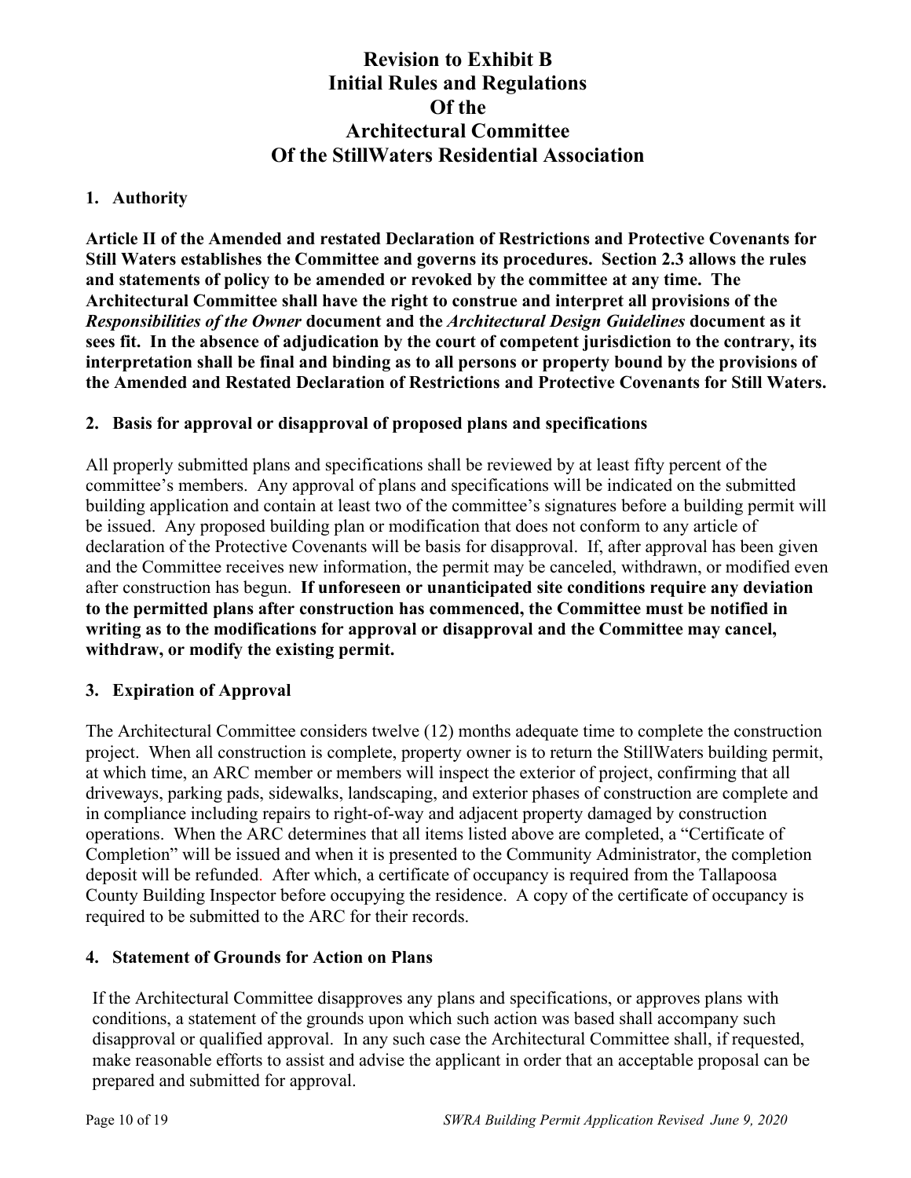# Revision to Exhibit B
# Initial Rules and Regulations
# Of the
# Architectural Committee
# Of the StillWaters Residential Association

## 1. Authority

**Article II of the Amended and restated Declaration of Restrictions and Protective Covenants for Still Waters establishes the Committee and governs its procedures. Section 2.3 allows the rules and statements of policy to be amended or revoked by the committee at any time. The Architectural Committee shall have the right to construe and interpret all provisions of the *Responsibilities of the Owner* document and the *Architectural Design Guidelines* document as it sees fit. In the absence of adjudication by the court of competent jurisdiction to the contrary, its interpretation shall be final and binding as to all persons or property bound by the provisions of the Amended and Restated Declaration of Restrictions and Protective Covenants for Still Waters.**

## 2. Basis for approval or disapproval of proposed plans and specifications

All properly submitted plans and specifications shall be reviewed by at least fifty percent of the committee's members. Any approval of plans and specifications will be indicated on the submitted building application and contain at least two of the committee's signatures before a building permit will be issued. Any proposed building plan or modification that does not conform to any article of declaration of the Protective Covenants will be basis for disapproval. If, after approval has been given and the Committee receives new information, the permit may be canceled, withdrawn, or modified even after construction has begun. **If unforeseen or unanticipated site conditions require any deviation to the permitted plans after construction has commenced, the Committee must be notified in writing as to the modifications for approval or disapproval and the Committee may cancel, withdraw, or modify the existing permit.**

## 3. Expiration of Approval

The Architectural Committee considers twelve (12) months adequate time to complete the construction project. When all construction is complete, property owner is to return the StillWaters building permit, at which time, an ARC member or members will inspect the exterior of project, confirming that all driveways, parking pads, sidewalks, landscaping, and exterior phases of construction are complete and in compliance including repairs to right-of-way and adjacent property damaged by construction operations. When the ARC determines that all items listed above are completed, a "Certificate of Completion" will be issued and when it is presented to the Community Administrator, the completion deposit will be refunded. After which, a certificate of occupancy is required from the Tallapoosa County Building Inspector before occupying the residence. A copy of the certificate of occupancy is required to be submitted to the ARC for their records.

## 4. Statement of Grounds for Action on Plans

If the Architectural Committee disapproves any plans and specifications, or approves plans with conditions, a statement of the grounds upon which such action was based shall accompany such disapproval or qualified approval. In any such case the Architectural Committee shall, if requested, make reasonable efforts to assist and advise the applicant in order that an acceptable proposal can be prepared and submitted for approval.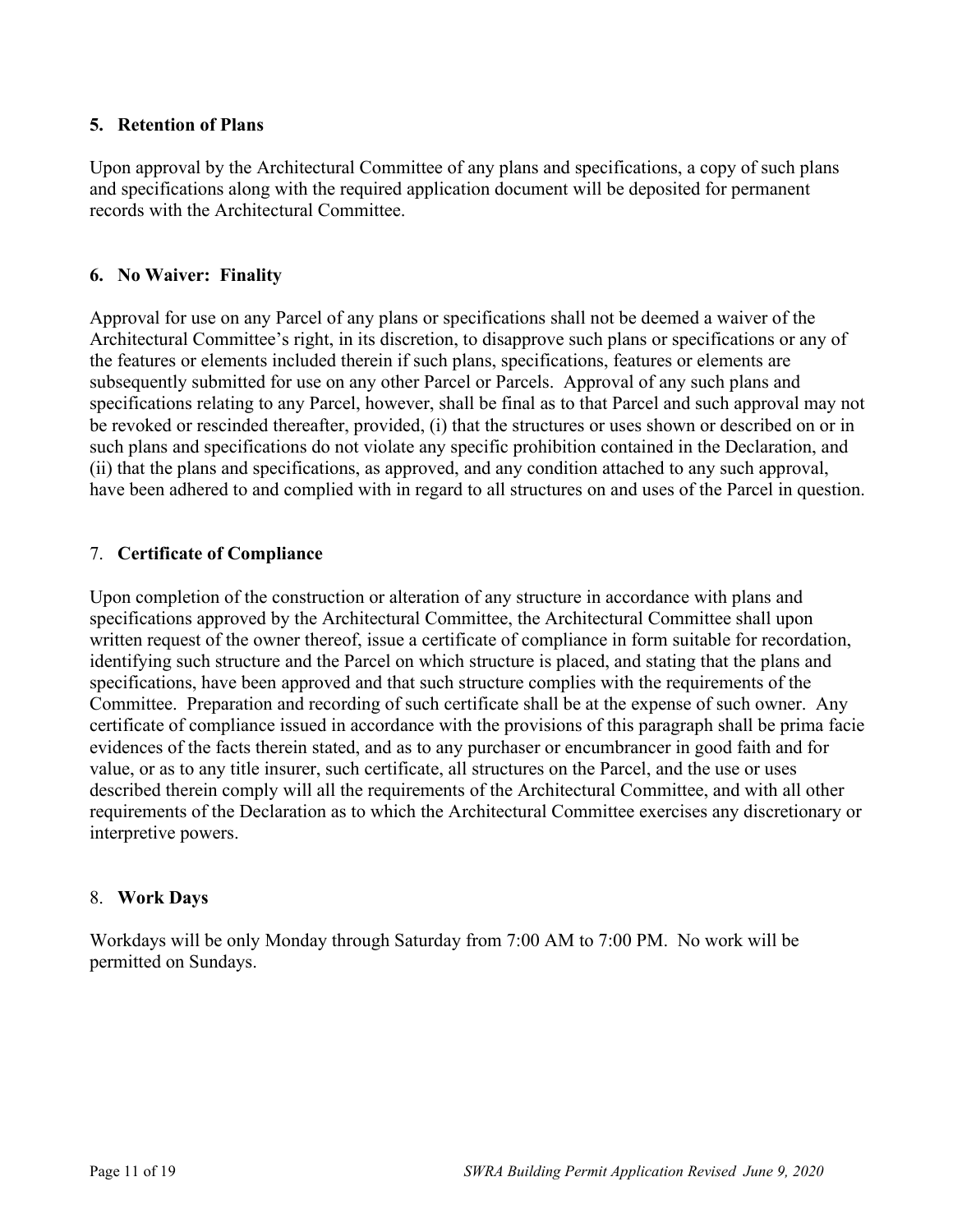## 5. Retention of Plans

Upon approval by the Architectural Committee of any plans and specifications, a copy of such plans and specifications along with the required application document will be deposited for permanent records with the Architectural Committee.

## 6. No Waiver: Finality

Approval for use on any Parcel of any plans or specifications shall not be deemed a waiver of the Architectural Committee's right, in its discretion, to disapprove such plans or specifications or any of the features or elements included therein if such plans, specifications, features or elements are subsequently submitted for use on any other Parcel or Parcels. Approval of any such plans and specifications relating to any Parcel, however, shall be final as to that Parcel and such approval may not be revoked or rescinded thereafter, provided, (i) that the structures or uses shown or described on or in such plans and specifications do not violate any specific prohibition contained in the Declaration, and (ii) that the plans and specifications, as approved, and any condition attached to any such approval, have been adhered to and complied with in regard to all structures on and uses of the Parcel in question.

## 7. Certificate of Compliance

Upon completion of the construction or alteration of any structure in accordance with plans and specifications approved by the Architectural Committee, the Architectural Committee shall upon written request of the owner thereof, issue a certificate of compliance in form suitable for recordation, identifying such structure and the Parcel on which structure is placed, and stating that the plans and specifications, have been approved and that such structure complies with the requirements of the Committee. Preparation and recording of such certificate shall be at the expense of such owner. Any certificate of compliance issued in accordance with the provisions of this paragraph shall be prima facie evidences of the facts therein stated, and as to any purchaser or encumbrancer in good faith and for value, or as to any title insurer, such certificate, all structures on the Parcel, and the use or uses described therein comply will all the requirements of the Architectural Committee, and with all other requirements of the Declaration as to which the Architectural Committee exercises any discretionary or interpretive powers.

## 8. Work Days

Workdays will be only Monday through Saturday from 7:00 AM to 7:00 PM. No work will be permitted on Sundays.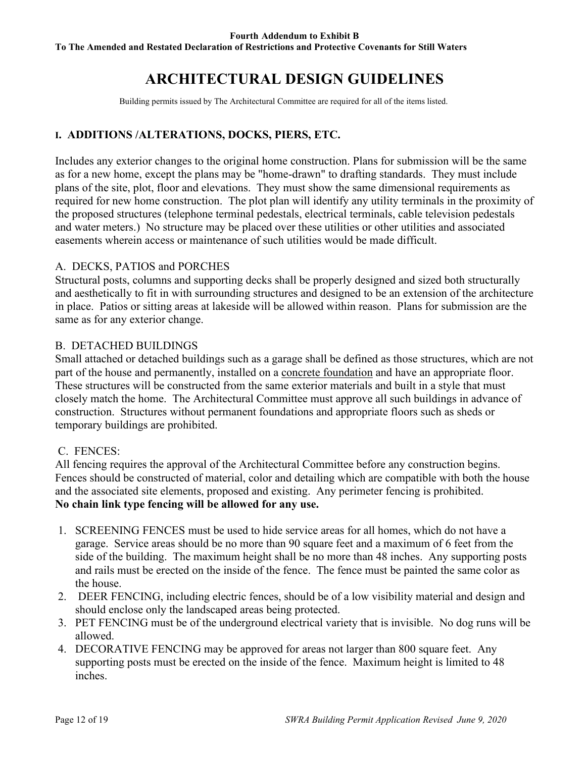**Fourth Addendum to Exhibit B**
**To The Amended and Restated Declaration of Restrictions and Protective Covenants for Still Waters**

# ARCHITECTURAL DESIGN GUIDELINES

Building permits issued by The Architectural Committee are required for all of the items listed.

## I. ADDITIONS /ALTERATIONS, DOCKS, PIERS, ETC.

Includes any exterior changes to the original home construction. Plans for submission will be the same as for a new home, except the plans may be "home-drawn" to drafting standards. They must include plans of the site, plot, floor and elevations. They must show the same dimensional requirements as required for new home construction. The plot plan will identify any utility terminals in the proximity of the proposed structures (telephone terminal pedestals, electrical terminals, cable television pedestals and water meters.) No structure may be placed over these utilities or other utilities and associated easements wherein access or maintenance of such utilities would be made difficult.

### A. DECKS, PATIOS and PORCHES

Structural posts, columns and supporting decks shall be properly designed and sized both structurally and aesthetically to fit in with surrounding structures and designed to be an extension of the architecture in place. Patios or sitting areas at lakeside will be allowed within reason. Plans for submission are the same as for any exterior change.

### B. DETACHED BUILDINGS

Small attached or detached buildings such as a garage shall be defined as those structures, which are not part of the house and permanently, installed on a <u>concrete foundation</u> and have an appropriate floor. These structures will be constructed from the same exterior materials and built in a style that must closely match the home. The Architectural Committee must approve all such buildings in advance of construction. Structures without permanent foundations and appropriate floors such as sheds or temporary buildings are prohibited.

### C. FENCES:

All fencing requires the approval of the Architectural Committee before any construction begins. Fences should be constructed of material, color and detailing which are compatible with both the house and the associated site elements, proposed and existing. Any perimeter fencing is prohibited.
**No chain link type fencing will be allowed for any use.**

1. SCREENING FENCES must be used to hide service areas for all homes, which do not have a garage. Service areas should be no more than 90 square feet and a maximum of 6 feet from the side of the building. The maximum height shall be no more than 48 inches. Any supporting posts and rails must be erected on the inside of the fence. The fence must be painted the same color as the house.
2. DEER FENCING, including electric fences, should be of a low visibility material and design and should enclose only the landscaped areas being protected.
3. PET FENCING must be of the underground electrical variety that is invisible. No dog runs will be allowed.
4. DECORATIVE FENCING may be approved for areas not larger than 800 square feet. Any supporting posts must be erected on the inside of the fence. Maximum height is limited to 48 inches.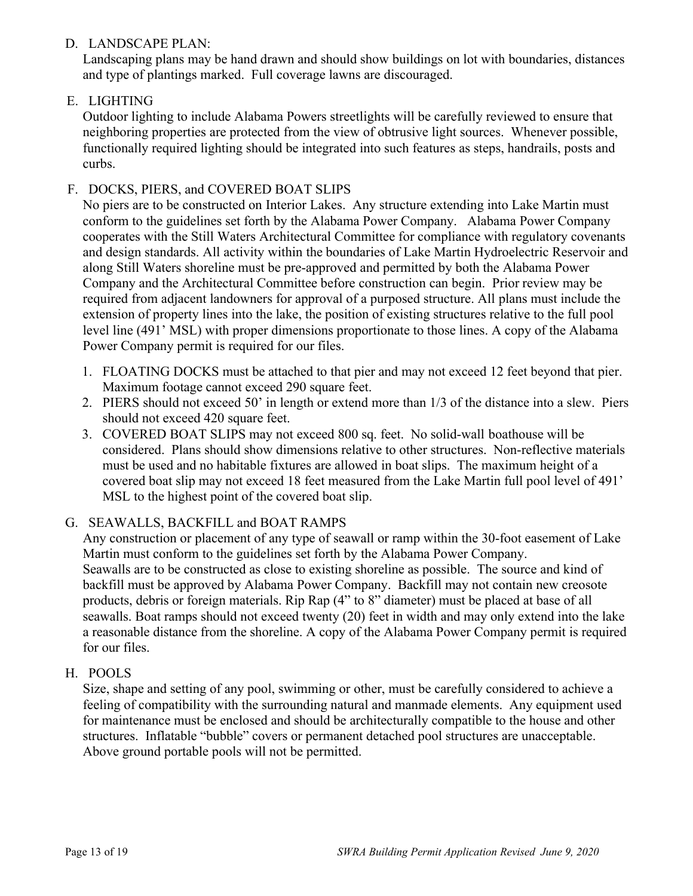D. LANDSCAPE PLAN:

Landscaping plans may be hand drawn and should show buildings on lot with boundaries, distances and type of plantings marked. Full coverage lawns are discouraged.

E. LIGHTING

Outdoor lighting to include Alabama Powers streetlights will be carefully reviewed to ensure that neighboring properties are protected from the view of obtrusive light sources. Whenever possible, functionally required lighting should be integrated into such features as steps, handrails, posts and curbs.

F. DOCKS, PIERS, and COVERED BOAT SLIPS

No piers are to be constructed on Interior Lakes. Any structure extending into Lake Martin must conform to the guidelines set forth by the Alabama Power Company. Alabama Power Company cooperates with the Still Waters Architectural Committee for compliance with regulatory covenants and design standards. All activity within the boundaries of Lake Martin Hydroelectric Reservoir and along Still Waters shoreline must be pre-approved and permitted by both the Alabama Power Company and the Architectural Committee before construction can begin. Prior review may be required from adjacent landowners for approval of a purposed structure. All plans must include the extension of property lines into the lake, the position of existing structures relative to the full pool level line (491' MSL) with proper dimensions proportionate to those lines. A copy of the Alabama Power Company permit is required for our files.

1. FLOATING DOCKS must be attached to that pier and may not exceed 12 feet beyond that pier. Maximum footage cannot exceed 290 square feet.
2. PIERS should not exceed 50' in length or extend more than 1/3 of the distance into a slew. Piers should not exceed 420 square feet.
3. COVERED BOAT SLIPS may not exceed 800 sq. feet. No solid-wall boathouse will be considered. Plans should show dimensions relative to other structures. Non-reflective materials must be used and no habitable fixtures are allowed in boat slips. The maximum height of a covered boat slip may not exceed 18 feet measured from the Lake Martin full pool level of 491' MSL to the highest point of the covered boat slip.

G. SEAWALLS, BACKFILL and BOAT RAMPS

Any construction or placement of any type of seawall or ramp within the 30-foot easement of Lake Martin must conform to the guidelines set forth by the Alabama Power Company.
Seawalls are to be constructed as close to existing shoreline as possible. The source and kind of backfill must be approved by Alabama Power Company. Backfill may not contain new creosote products, debris or foreign materials. Rip Rap (4" to 8" diameter) must be placed at base of all seawalls. Boat ramps should not exceed twenty (20) feet in width and may only extend into the lake a reasonable distance from the shoreline. A copy of the Alabama Power Company permit is required for our files.

H. POOLS

Size, shape and setting of any pool, swimming or other, must be carefully considered to achieve a feeling of compatibility with the surrounding natural and manmade elements. Any equipment used for maintenance must be enclosed and should be architecturally compatible to the house and other structures. Inflatable "bubble" covers or permanent detached pool structures are unacceptable. Above ground portable pools will not be permitted.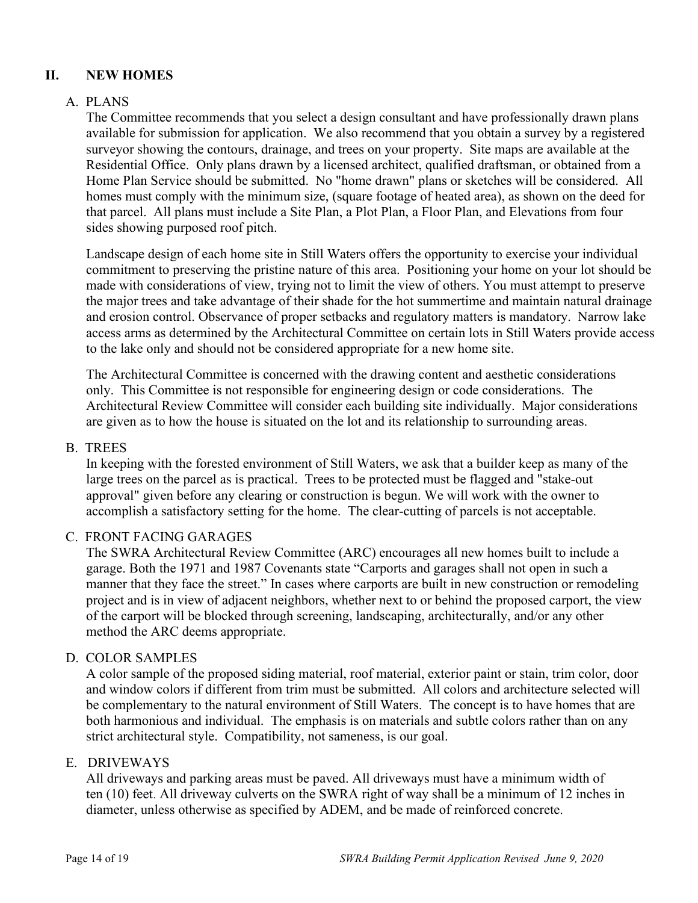## II. NEW HOMES

### A. PLANS

The Committee recommends that you select a design consultant and have professionally drawn plans available for submission for application. We also recommend that you obtain a survey by a registered surveyor showing the contours, drainage, and trees on your property. Site maps are available at the Residential Office. Only plans drawn by a licensed architect, qualified draftsman, or obtained from a Home Plan Service should be submitted. No "home drawn" plans or sketches will be considered. All homes must comply with the minimum size, (square footage of heated area), as shown on the deed for that parcel. All plans must include a Site Plan, a Plot Plan, a Floor Plan, and Elevations from four sides showing purposed roof pitch.

Landscape design of each home site in Still Waters offers the opportunity to exercise your individual commitment to preserving the pristine nature of this area. Positioning your home on your lot should be made with considerations of view, trying not to limit the view of others. You must attempt to preserve the major trees and take advantage of their shade for the hot summertime and maintain natural drainage and erosion control. Observance of proper setbacks and regulatory matters is mandatory. Narrow lake access arms as determined by the Architectural Committee on certain lots in Still Waters provide access to the lake only and should not be considered appropriate for a new home site.

The Architectural Committee is concerned with the drawing content and aesthetic considerations only. This Committee is not responsible for engineering design or code considerations. The Architectural Review Committee will consider each building site individually. Major considerations are given as to how the house is situated on the lot and its relationship to surrounding areas.

### B. TREES

In keeping with the forested environment of Still Waters, we ask that a builder keep as many of the large trees on the parcel as is practical. Trees to be protected must be flagged and "stake-out approval" given before any clearing or construction is begun. We will work with the owner to accomplish a satisfactory setting for the home. The clear-cutting of parcels is not acceptable.

### C. FRONT FACING GARAGES

The SWRA Architectural Review Committee (ARC) encourages all new homes built to include a garage. Both the 1971 and 1987 Covenants state “Carports and garages shall not open in such a manner that they face the street.” In cases where carports are built in new construction or remodeling project and is in view of adjacent neighbors, whether next to or behind the proposed carport, the view of the carport will be blocked through screening, landscaping, architecturally, and/or any other method the ARC deems appropriate.

### D. COLOR SAMPLES

A color sample of the proposed siding material, roof material, exterior paint or stain, trim color, door and window colors if different from trim must be submitted. All colors and architecture selected will be complementary to the natural environment of Still Waters. The concept is to have homes that are both harmonious and individual. The emphasis is on materials and subtle colors rather than on any strict architectural style. Compatibility, not sameness, is our goal.

### E. DRIVEWAYS

All driveways and parking areas must be paved. All driveways must have a minimum width of ten (10) feet. All driveway culverts on the SWRA right of way shall be a minimum of 12 inches in diameter, unless otherwise as specified by ADEM, and be made of reinforced concrete.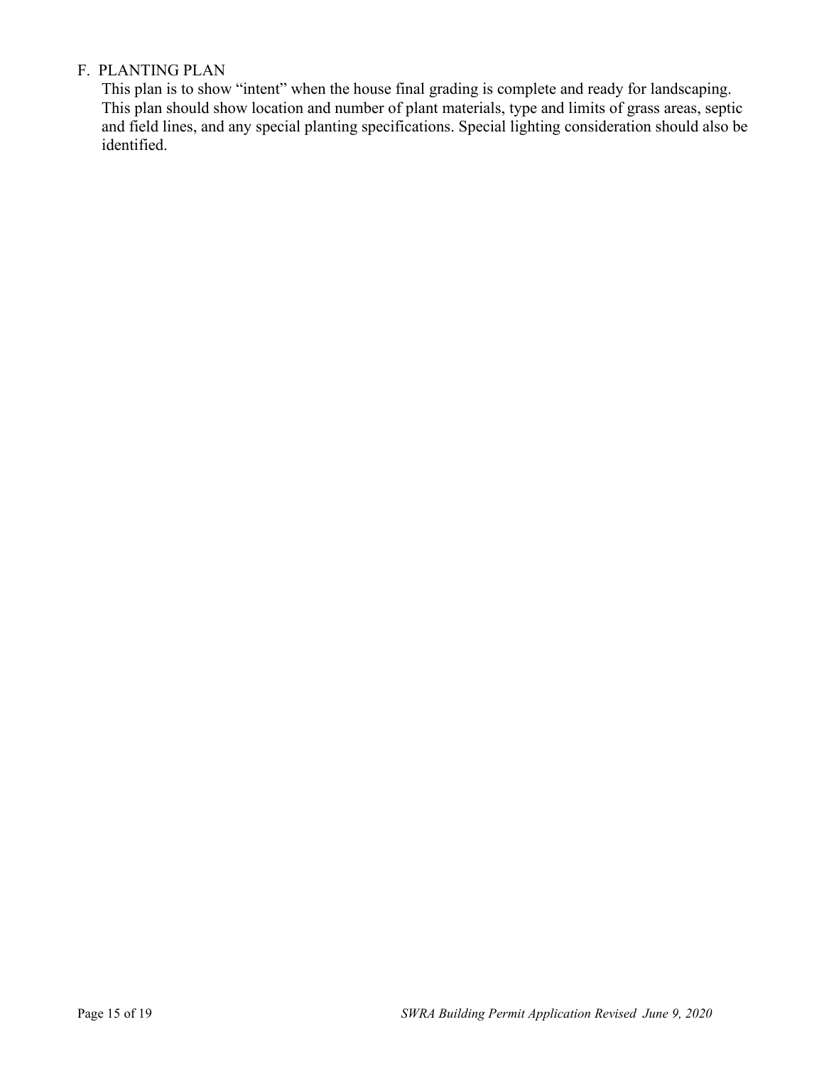## F. PLANTING PLAN

This plan is to show "intent" when the house final grading is complete and ready for landscaping. This plan should show location and number of plant materials, type and limits of grass areas, septic and field lines, and any special planting specifications. Special lighting consideration should also be identified.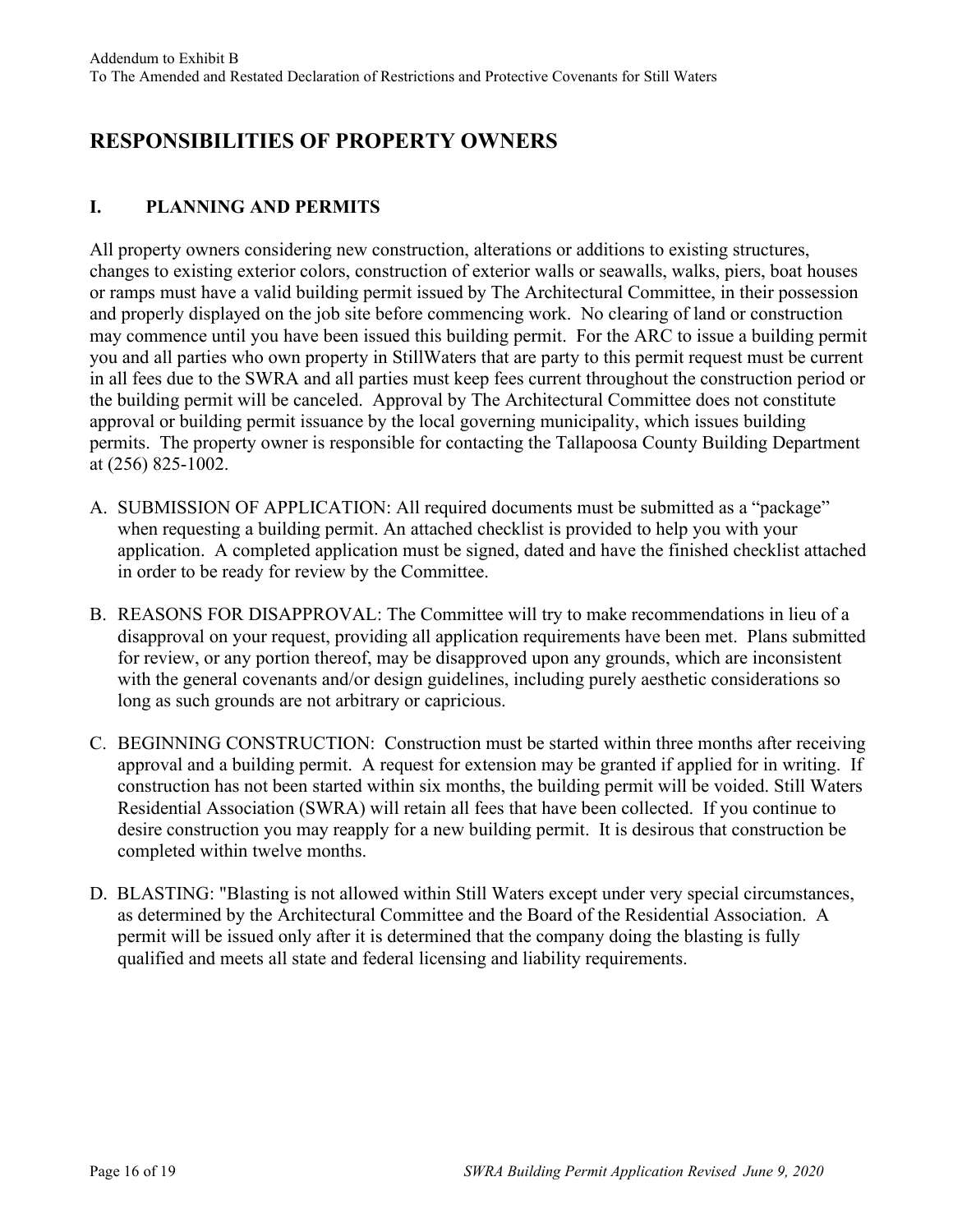# RESPONSIBILITIES OF PROPERTY OWNERS

## I. PLANNING AND PERMITS

All property owners considering new construction, alterations or additions to existing structures, changes to existing exterior colors, construction of exterior walls or seawalls, walks, piers, boat houses or ramps must have a valid building permit issued by The Architectural Committee, in their possession and properly displayed on the job site before commencing work. No clearing of land or construction may commence until you have been issued this building permit. For the ARC to issue a building permit you and all parties who own property in StillWaters that are party to this permit request must be current in all fees due to the SWRA and all parties must keep fees current throughout the construction period or the building permit will be canceled. Approval by The Architectural Committee does not constitute approval or building permit issuance by the local governing municipality, which issues building permits. The property owner is responsible for contacting the Tallapoosa County Building Department at (256) 825-1002.

A. SUBMISSION OF APPLICATION: All required documents must be submitted as a "package" when requesting a building permit. An attached checklist is provided to help you with your application. A completed application must be signed, dated and have the finished checklist attached in order to be ready for review by the Committee.

B. REASONS FOR DISAPPROVAL: The Committee will try to make recommendations in lieu of a disapproval on your request, providing all application requirements have been met. Plans submitted for review, or any portion thereof, may be disapproved upon any grounds, which are inconsistent with the general covenants and/or design guidelines, including purely aesthetic considerations so long as such grounds are not arbitrary or capricious.

C. BEGINNING CONSTRUCTION: Construction must be started within three months after receiving approval and a building permit. A request for extension may be granted if applied for in writing. If construction has not been started within six months, the building permit will be voided. Still Waters Residential Association (SWRA) will retain all fees that have been collected. If you continue to desire construction you may reapply for a new building permit. It is desirous that construction be completed within twelve months.

D. BLASTING: "Blasting is not allowed within Still Waters except under very special circumstances, as determined by the Architectural Committee and the Board of the Residential Association. A permit will be issued only after it is determined that the company doing the blasting is fully qualified and meets all state and federal licensing and liability requirements.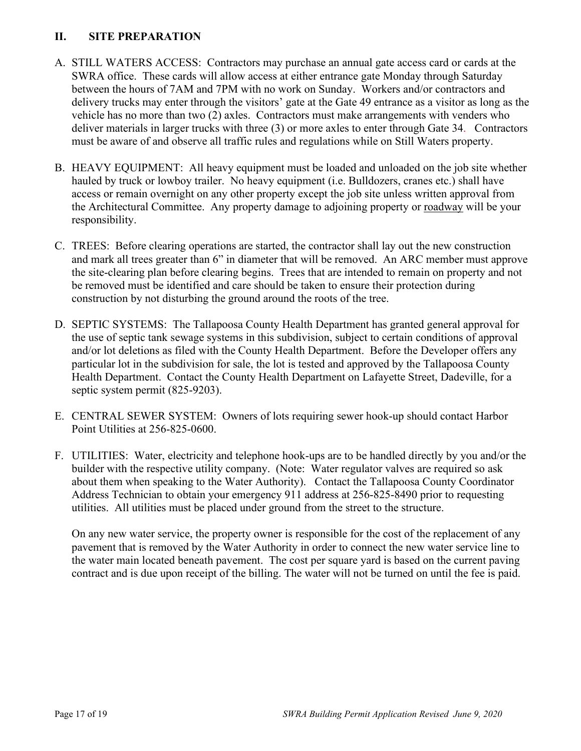## II. SITE PREPARATION

A. STILL WATERS ACCESS: Contractors may purchase an annual gate access card or cards at the SWRA office. These cards will allow access at either entrance gate Monday through Saturday between the hours of 7AM and 7PM with no work on Sunday. Workers and/or contractors and delivery trucks may enter through the visitors' gate at the Gate 49 entrance as a visitor as long as the vehicle has no more than two (2) axles. Contractors must make arrangements with venders who deliver materials in larger trucks with three (3) or more axles to enter through Gate 34. Contractors must be aware of and observe all traffic rules and regulations while on Still Waters property.

B. HEAVY EQUIPMENT: All heavy equipment must be loaded and unloaded on the job site whether hauled by truck or lowboy trailer. No heavy equipment (i.e. Bulldozers, cranes etc.) shall have access or remain overnight on any other property except the job site unless written approval from the Architectural Committee. Any property damage to adjoining property or <u>roadway</u> will be your responsibility.

C. TREES: Before clearing operations are started, the contractor shall lay out the new construction and mark all trees greater than 6" in diameter that will be removed. An ARC member must approve the site-clearing plan before clearing begins. Trees that are intended to remain on property and not be removed must be identified and care should be taken to ensure their protection during construction by not disturbing the ground around the roots of the tree.

D. SEPTIC SYSTEMS: The Tallapoosa County Health Department has granted general approval for the use of septic tank sewage systems in this subdivision, subject to certain conditions of approval and/or lot deletions as filed with the County Health Department. Before the Developer offers any particular lot in the subdivision for sale, the lot is tested and approved by the Tallapoosa County Health Department. Contact the County Health Department on Lafayette Street, Dadeville, for a septic system permit (825-9203).

E. CENTRAL SEWER SYSTEM: Owners of lots requiring sewer hook-up should contact Harbor Point Utilities at 256-825-0600.

F. UTILITIES: Water, electricity and telephone hook-ups are to be handled directly by you and/or the builder with the respective utility company. (Note: Water regulator valves are required so ask about them when speaking to the Water Authority). Contact the Tallapoosa County Coordinator Address Technician to obtain your emergency 911 address at 256-825-8490 prior to requesting utilities. All utilities must be placed under ground from the street to the structure.

   On any new water service, the property owner is responsible for the cost of the replacement of any pavement that is removed by the Water Authority in order to connect the new water service line to the water main located beneath pavement. The cost per square yard is based on the current paving contract and is due upon receipt of the billing. The water will not be turned on until the fee is paid.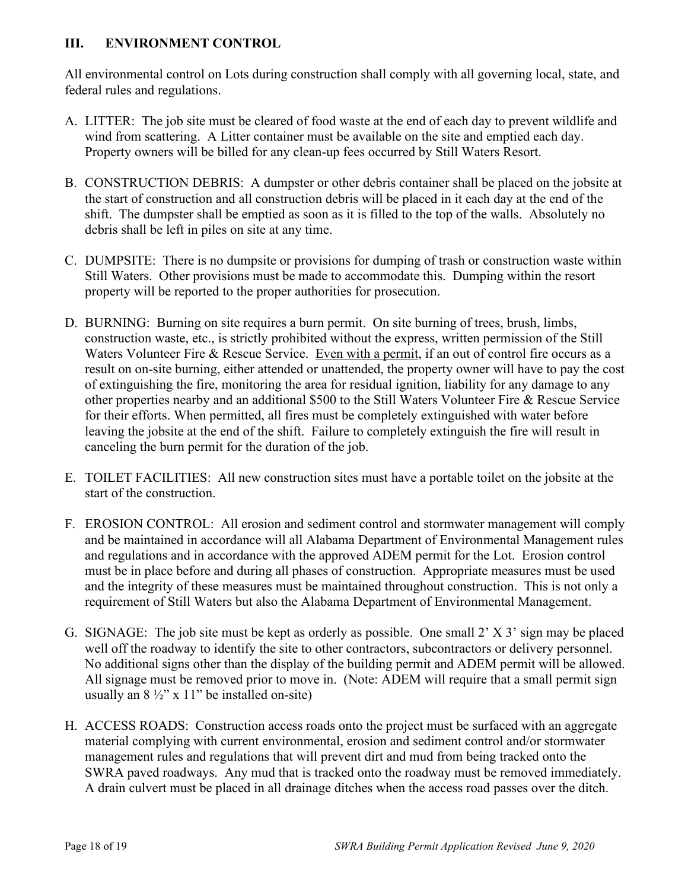## III. ENVIRONMENT CONTROL

All environmental control on Lots during construction shall comply with all governing local, state, and federal rules and regulations.

A. LITTER: The job site must be cleared of food waste at the end of each day to prevent wildlife and wind from scattering. A Litter container must be available on the site and emptied each day. Property owners will be billed for any clean-up fees occurred by Still Waters Resort.

B. CONSTRUCTION DEBRIS: A dumpster or other debris container shall be placed on the jobsite at the start of construction and all construction debris will be placed in it each day at the end of the shift. The dumpster shall be emptied as soon as it is filled to the top of the walls. Absolutely no debris shall be left in piles on site at any time.

C. DUMPSITE: There is no dumpsite or provisions for dumping of trash or construction waste within Still Waters. Other provisions must be made to accommodate this. Dumping within the resort property will be reported to the proper authorities for prosecution.

D. BURNING: Burning on site requires a burn permit. On site burning of trees, brush, limbs, construction waste, etc., is strictly prohibited without the express, written permission of the Still Waters Volunteer Fire & Rescue Service. <u>Even with a permit</u>, if an out of control fire occurs as a result on on-site burning, either attended or unattended, the property owner will have to pay the cost of extinguishing the fire, monitoring the area for residual ignition, liability for any damage to any other properties nearby and an additional $500 to the Still Waters Volunteer Fire & Rescue Service for their efforts. When permitted, all fires must be completely extinguished with water before leaving the jobsite at the end of the shift. Failure to completely extinguish the fire will result in canceling the burn permit for the duration of the job.

E. TOILET FACILITIES: All new construction sites must have a portable toilet on the jobsite at the start of the construction.

F. EROSION CONTROL: All erosion and sediment control and stormwater management will comply and be maintained in accordance will all Alabama Department of Environmental Management rules and regulations and in accordance with the approved ADEM permit for the Lot. Erosion control must be in place before and during all phases of construction. Appropriate measures must be used and the integrity of these measures must be maintained throughout construction. This is not only a requirement of Still Waters but also the Alabama Department of Environmental Management.

G. SIGNAGE: The job site must be kept as orderly as possible. One small 2' X 3' sign may be placed well off the roadway to identify the site to other contractors, subcontractors or delivery personnel. No additional signs other than the display of the building permit and ADEM permit will be allowed. All signage must be removed prior to move in. (Note: ADEM will require that a small permit sign usually an 8 ½" x 11" be installed on-site)

H. ACCESS ROADS: Construction access roads onto the project must be surfaced with an aggregate material complying with current environmental, erosion and sediment control and/or stormwater management rules and regulations that will prevent dirt and mud from being tracked onto the SWRA paved roadways. Any mud that is tracked onto the roadway must be removed immediately. A drain culvert must be placed in all drainage ditches when the access road passes over the ditch.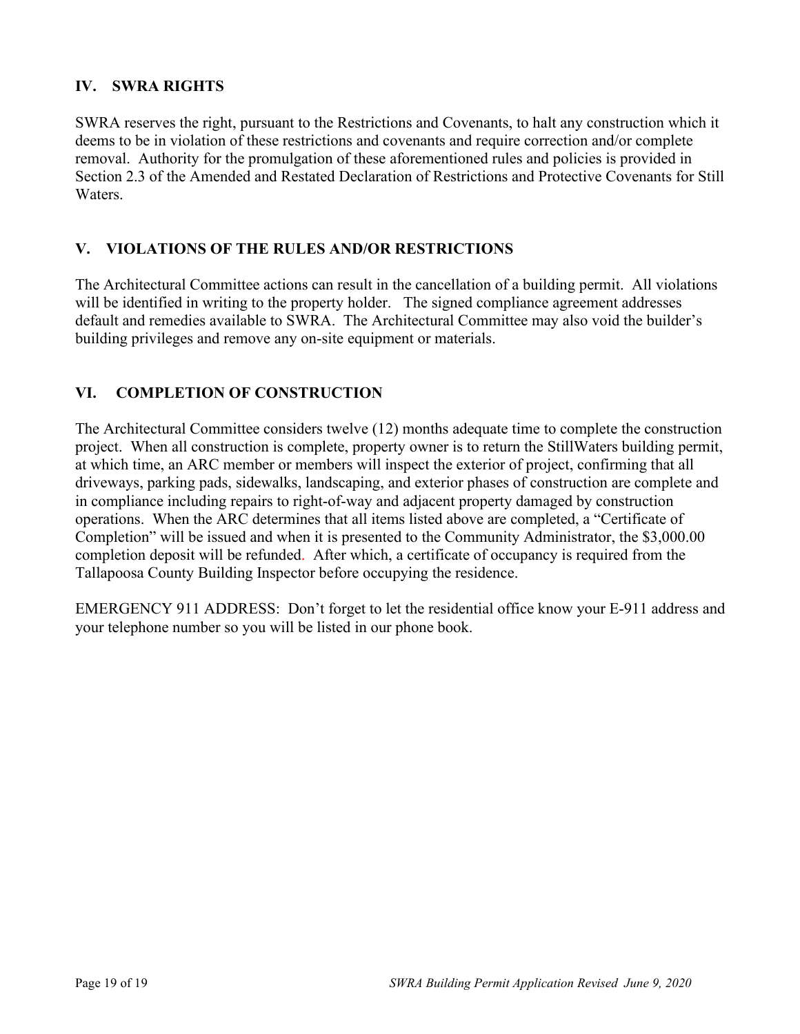## IV. SWRA RIGHTS

SWRA reserves the right, pursuant to the Restrictions and Covenants, to halt any construction which it deems to be in violation of these restrictions and covenants and require correction and/or complete removal. Authority for the promulgation of these aforementioned rules and policies is provided in Section 2.3 of the Amended and Restated Declaration of Restrictions and Protective Covenants for Still Waters.

## V. VIOLATIONS OF THE RULES AND/OR RESTRICTIONS

The Architectural Committee actions can result in the cancellation of a building permit. All violations will be identified in writing to the property holder. The signed compliance agreement addresses default and remedies available to SWRA. The Architectural Committee may also void the builder's building privileges and remove any on-site equipment or materials.

## VI. COMPLETION OF CONSTRUCTION

The Architectural Committee considers twelve (12) months adequate time to complete the construction project. When all construction is complete, property owner is to return the StillWaters building permit, at which time, an ARC member or members will inspect the exterior of project, confirming that all driveways, parking pads, sidewalks, landscaping, and exterior phases of construction are complete and in compliance including repairs to right-of-way and adjacent property damaged by construction operations. When the ARC determines that all items listed above are completed, a "Certificate of Completion" will be issued and when it is presented to the Community Administrator, the $3,000.00 completion deposit will be refunded. After which, a certificate of occupancy is required from the Tallapoosa County Building Inspector before occupying the residence.

EMERGENCY 911 ADDRESS: Don't forget to let the residential office know your E-911 address and your telephone number so you will be listed in our phone book.